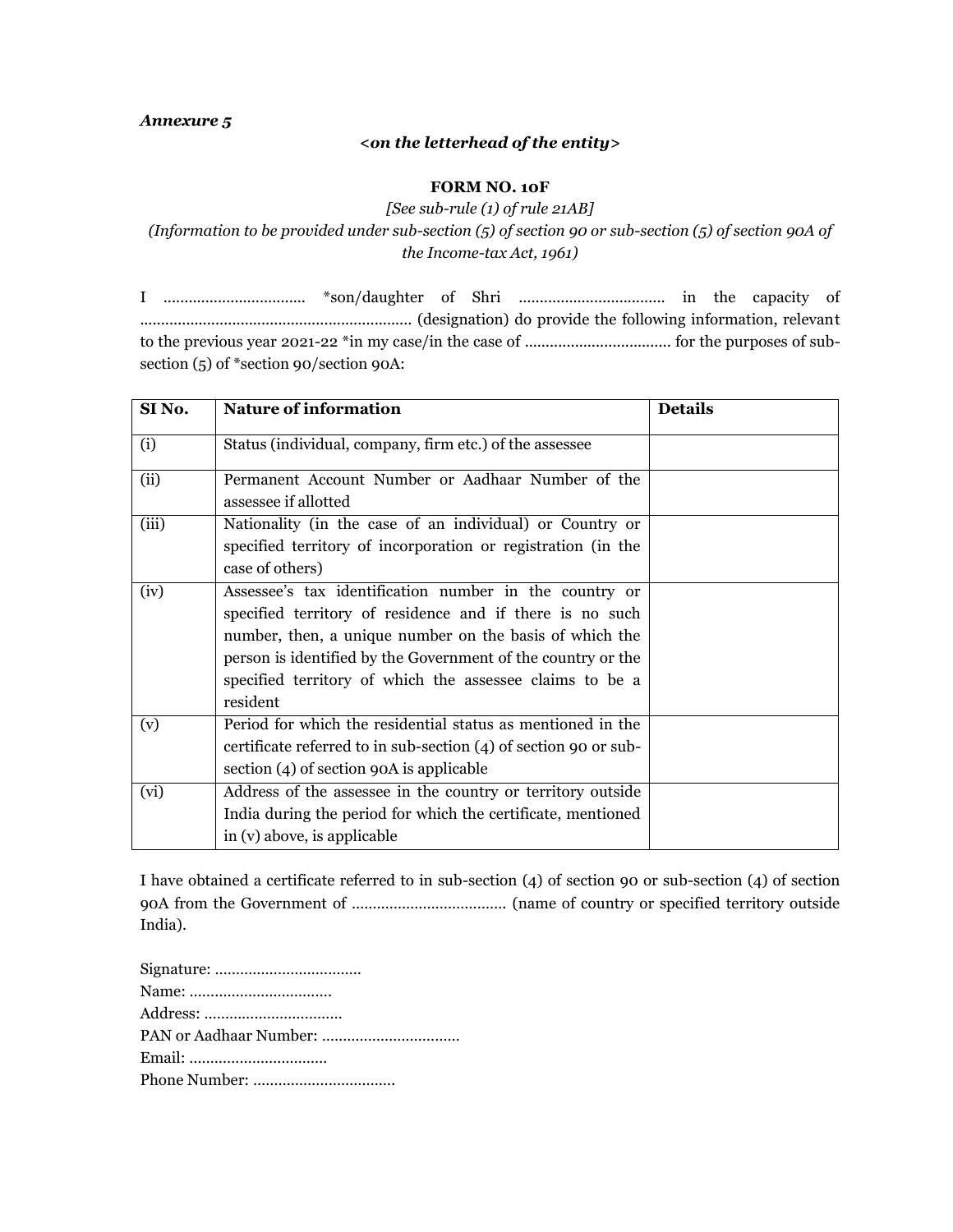*Annexure 5*

***<on the letterhead of the entity>***

**FORM NO. 10F**

*[See sub-rule (1) of rule 21AB]*

*(Information to be provided under sub-section (5) of section 90 or sub-section (5) of section 90A of the Income-tax Act, 1961)*

I .................................. *son/daughter of Shri .................................. in the capacity of ................................................................ (designation) do provide the following information, relevant to the previous year 2021-22 *in my case/in the case of .................................. for the purposes of sub-section (5) of *section 90/section 90A:

| SI No. | Nature of information | Details |
|---|---|---|
| (i) | Status (individual, company, firm etc.) of the assessee | |
| (ii) | Permanent Account Number or Aadhaar Number of the assessee if allotted | |
| (iii) | Nationality (in the case of an individual) or Country or specified territory of incorporation or registration (in the case of others) | |
| (iv) | Assessee's tax identification number in the country or specified territory of residence and if there is no such number, then, a unique number on the basis of which the person is identified by the Government of the country or the specified territory of which the assessee claims to be a resident | |
| (v) | Period for which the residential status as mentioned in the certificate referred to in sub-section (4) of section 90 or sub-section (4) of section 90A is applicable | |
| (vi) | Address of the assessee in the country or territory outside India during the period for which the certificate, mentioned in (v) above, is applicable | |

I have obtained a certificate referred to in sub-section (4) of section 90 or sub-section (4) of section 90A from the Government of .................................... (name of country or specified territory outside India).

Signature: ..................................
Name: .................................
Address: ................................
PAN or Aadhaar Number: ................................
Email: ................................
Phone Number: .................................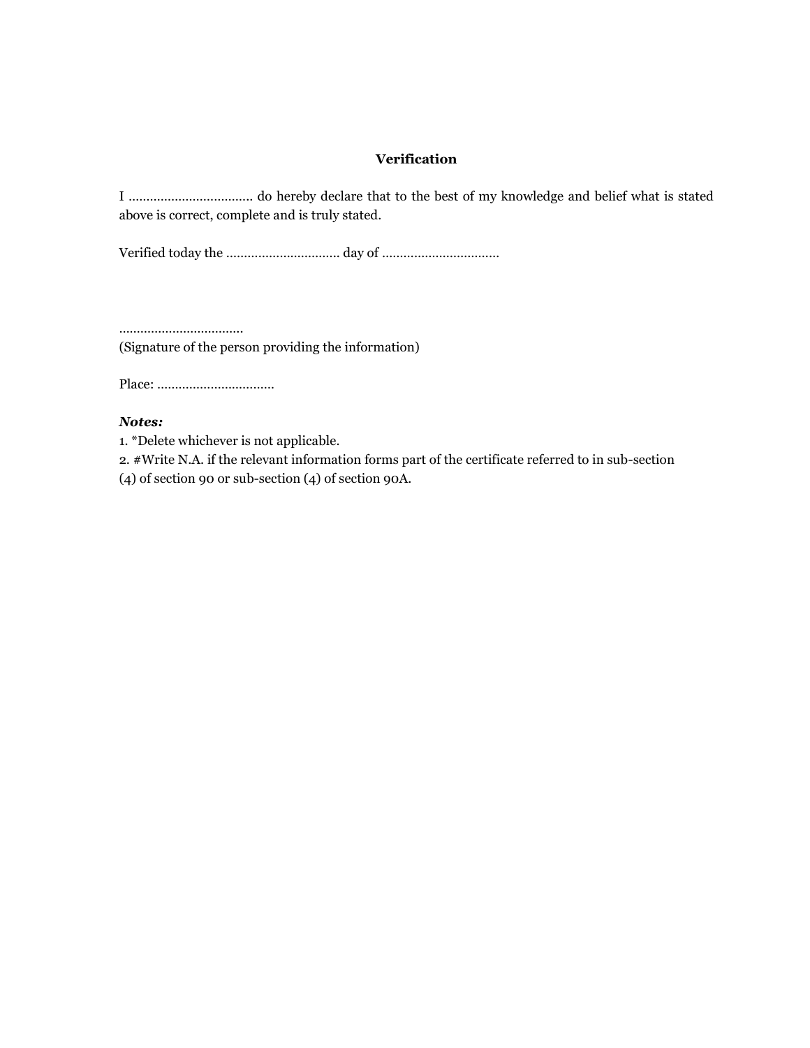## Verification

I ……………………………. do hereby declare that to the best of my knowledge and belief what is stated above is correct, complete and is truly stated.

Verified today the …………………………. day of ……………………………

…………………………….
(Signature of the person providing the information)

Place: ……………………………

***Notes:***

1. *Delete whichever is not applicable.
2. #Write N.A. if the relevant information forms part of the certificate referred to in sub-section (4) of section 90 or sub-section (4) of section 90A.